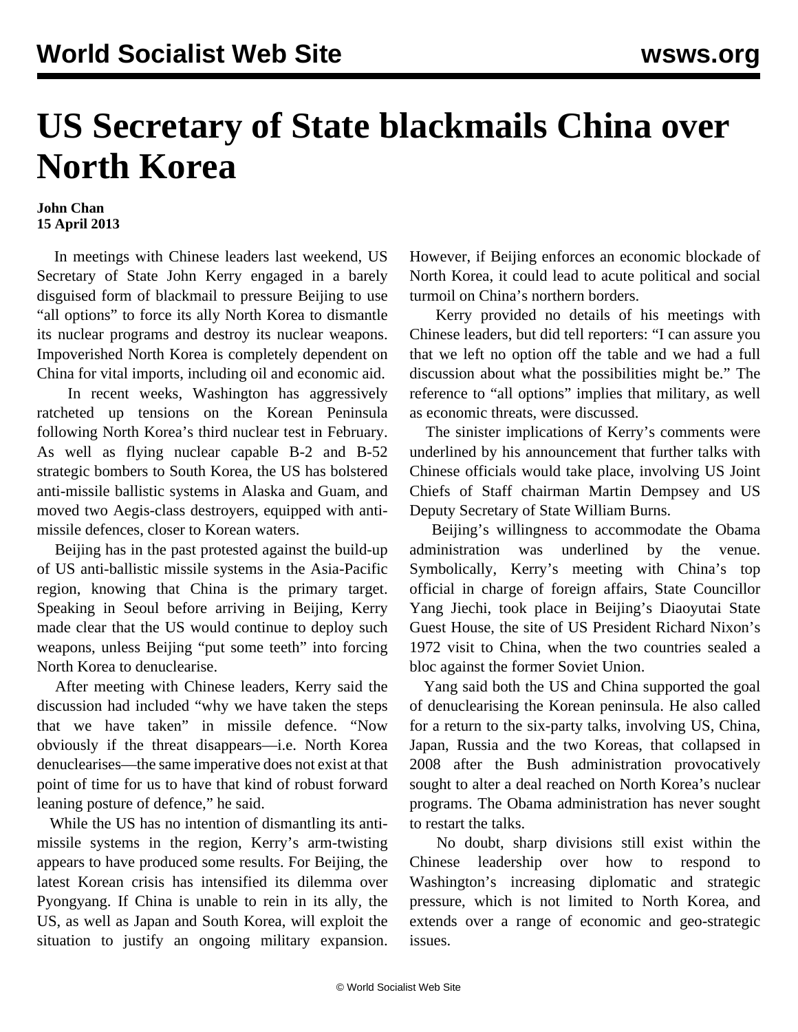# US Secretary of State blackmails China over North Korea

**John Chan**
**15 April 2013**

In meetings with Chinese leaders last weekend, US Secretary of State John Kerry engaged in a barely disguised form of blackmail to pressure Beijing to use "all options" to force its ally North Korea to dismantle its nuclear programs and destroy its nuclear weapons. Impoverished North Korea is completely dependent on China for vital imports, including oil and economic aid.

In recent weeks, Washington has aggressively ratcheted up tensions on the Korean Peninsula following North Korea's third nuclear test in February. As well as flying nuclear capable B-2 and B-52 strategic bombers to South Korea, the US has bolstered anti-missile ballistic systems in Alaska and Guam, and moved two Aegis-class destroyers, equipped with anti-missile defences, closer to Korean waters.

Beijing has in the past protested against the build-up of US anti-ballistic missile systems in the Asia-Pacific region, knowing that China is the primary target. Speaking in Seoul before arriving in Beijing, Kerry made clear that the US would continue to deploy such weapons, unless Beijing "put some teeth" into forcing North Korea to denuclearise.

After meeting with Chinese leaders, Kerry said the discussion had included "why we have taken the steps that we have taken" in missile defence. "Now obviously if the threat disappears—i.e. North Korea denuclearises—the same imperative does not exist at that point of time for us to have that kind of robust forward leaning posture of defence," he said.

While the US has no intention of dismantling its anti-missile systems in the region, Kerry's arm-twisting appears to have produced some results. For Beijing, the latest Korean crisis has intensified its dilemma over Pyongyang. If China is unable to rein in its ally, the US, as well as Japan and South Korea, will exploit the situation to justify an ongoing military expansion. However, if Beijing enforces an economic blockade of North Korea, it could lead to acute political and social turmoil on China's northern borders.

Kerry provided no details of his meetings with Chinese leaders, but did tell reporters: "I can assure you that we left no option off the table and we had a full discussion about what the possibilities might be." The reference to "all options" implies that military, as well as economic threats, were discussed.

The sinister implications of Kerry's comments were underlined by his announcement that further talks with Chinese officials would take place, involving US Joint Chiefs of Staff chairman Martin Dempsey and US Deputy Secretary of State William Burns.

Beijing's willingness to accommodate the Obama administration was underlined by the venue. Symbolically, Kerry's meeting with China's top official in charge of foreign affairs, State Councillor Yang Jiechi, took place in Beijing's Diaoyutai State Guest House, the site of US President Richard Nixon's 1972 visit to China, when the two countries sealed a bloc against the former Soviet Union.

Yang said both the US and China supported the goal of denuclearising the Korean peninsula. He also called for a return to the six-party talks, involving US, China, Japan, Russia and the two Koreas, that collapsed in 2008 after the Bush administration provocatively sought to alter a deal reached on North Korea's nuclear programs. The Obama administration has never sought to restart the talks.

No doubt, sharp divisions still exist within the Chinese leadership over how to respond to Washington's increasing diplomatic and strategic pressure, which is not limited to North Korea, and extends over a range of economic and geo-strategic issues.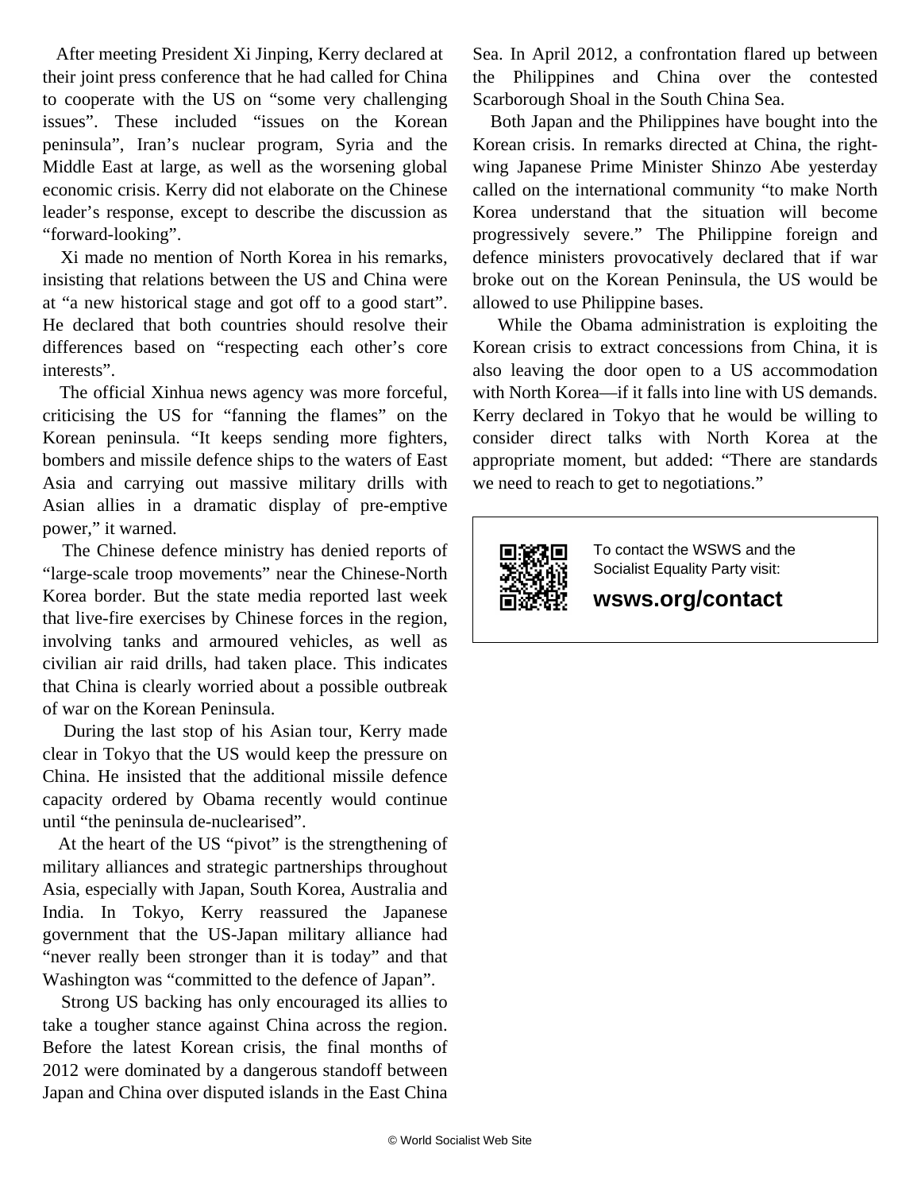After meeting President Xi Jinping, Kerry declared at their joint press conference that he had called for China to cooperate with the US on "some very challenging issues". These included "issues on the Korean peninsula", Iran's nuclear program, Syria and the Middle East at large, as well as the worsening global economic crisis. Kerry did not elaborate on the Chinese leader's response, except to describe the discussion as "forward-looking".

Xi made no mention of North Korea in his remarks, insisting that relations between the US and China were at "a new historical stage and got off to a good start". He declared that both countries should resolve their differences based on "respecting each other's core interests".

The official Xinhua news agency was more forceful, criticising the US for "fanning the flames" on the Korean peninsula. "It keeps sending more fighters, bombers and missile defence ships to the waters of East Asia and carrying out massive military drills with Asian allies in a dramatic display of pre-emptive power," it warned.

The Chinese defence ministry has denied reports of "large-scale troop movements" near the Chinese-North Korea border. But the state media reported last week that live-fire exercises by Chinese forces in the region, involving tanks and armoured vehicles, as well as civilian air raid drills, had taken place. This indicates that China is clearly worried about a possible outbreak of war on the Korean Peninsula.

During the last stop of his Asian tour, Kerry made clear in Tokyo that the US would keep the pressure on China. He insisted that the additional missile defence capacity ordered by Obama recently would continue until "the peninsula de-nuclearised".

At the heart of the US "pivot" is the strengthening of military alliances and strategic partnerships throughout Asia, especially with Japan, South Korea, Australia and India. In Tokyo, Kerry reassured the Japanese government that the US-Japan military alliance had "never really been stronger than it is today" and that Washington was "committed to the defence of Japan".

Strong US backing has only encouraged its allies to take a tougher stance against China across the region. Before the latest Korean crisis, the final months of 2012 were dominated by a dangerous standoff between Japan and China over disputed islands in the East China Sea. In April 2012, a confrontation flared up between the Philippines and China over the contested Scarborough Shoal in the South China Sea.

Both Japan and the Philippines have bought into the Korean crisis. In remarks directed at China, the right-wing Japanese Prime Minister Shinzo Abe yesterday called on the international community "to make North Korea understand that the situation will become progressively severe." The Philippine foreign and defence ministers provocatively declared that if war broke out on the Korean Peninsula, the US would be allowed to use Philippine bases.

While the Obama administration is exploiting the Korean crisis to extract concessions from China, it is also leaving the door open to a US accommodation with North Korea—if it falls into line with US demands. Kerry declared in Tokyo that he would be willing to consider direct talks with North Korea at the appropriate moment, but added: "There are standards we need to reach to get to negotiations."

To contact the WSWS and the Socialist Equality Party visit:

**wsws.org/contact**